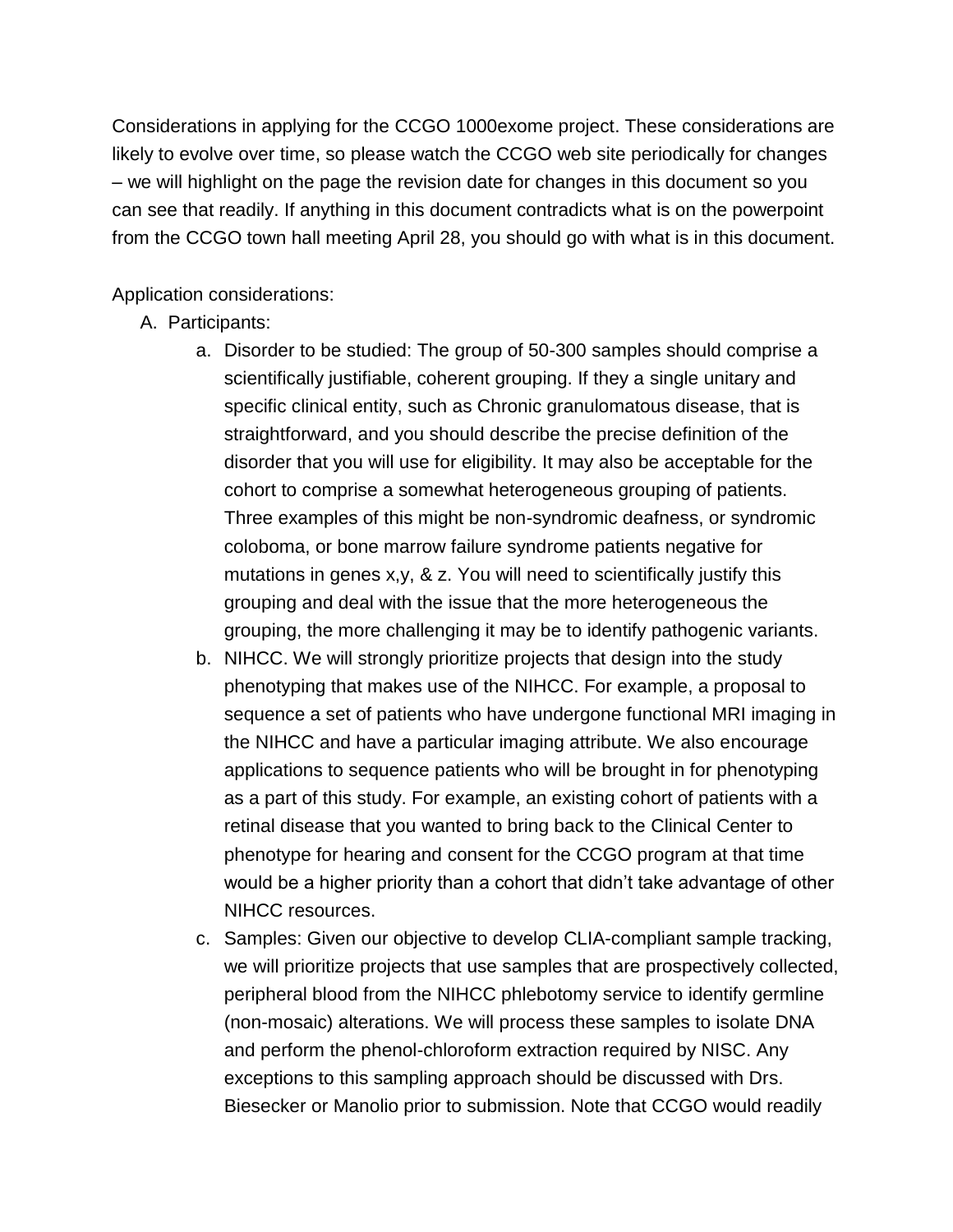Considerations in applying for the CCGO 1000exome project. These considerations are likely to evolve over time, so please watch the CCGO web site periodically for changes – we will highlight on the page the revision date for changes in this document so you can see that readily. If anything in this document contradicts what is on the powerpoint from the CCGO town hall meeting April 28, you should go with what is in this document.

Application considerations:

A. Participants:
   a. Disorder to be studied: The group of 50-300 samples should comprise a scientifically justifiable, coherent grouping. If they a single unitary and specific clinical entity, such as Chronic granulomatous disease, that is straightforward, and you should describe the precise definition of the disorder that you will use for eligibility. It may also be acceptable for the cohort to comprise a somewhat heterogeneous grouping of patients. Three examples of this might be non-syndromic deafness, or syndromic coloboma, or bone marrow failure syndrome patients negative for mutations in genes x,y, & z. You will need to scientifically justify this grouping and deal with the issue that the more heterogeneous the grouping, the more challenging it may be to identify pathogenic variants.
   b. NIHCC. We will strongly prioritize projects that design into the study phenotyping that makes use of the NIHCC. For example, a proposal to sequence a set of patients who have undergone functional MRI imaging in the NIHCC and have a particular imaging attribute. We also encourage applications to sequence patients who will be brought in for phenotyping as a part of this study. For example, an existing cohort of patients with a retinal disease that you wanted to bring back to the Clinical Center to phenotype for hearing and consent for the CCGO program at that time would be a higher priority than a cohort that didn't take advantage of other NIHCC resources.
   c. Samples: Given our objective to develop CLIA-compliant sample tracking, we will prioritize projects that use samples that are prospectively collected, peripheral blood from the NIHCC phlebotomy service to identify germline (non-mosaic) alterations. We will process these samples to isolate DNA and perform the phenol-chloroform extraction required by NISC. Any exceptions to this sampling approach should be discussed with Drs. Biesecker or Manolio prior to submission. Note that CCGO would readily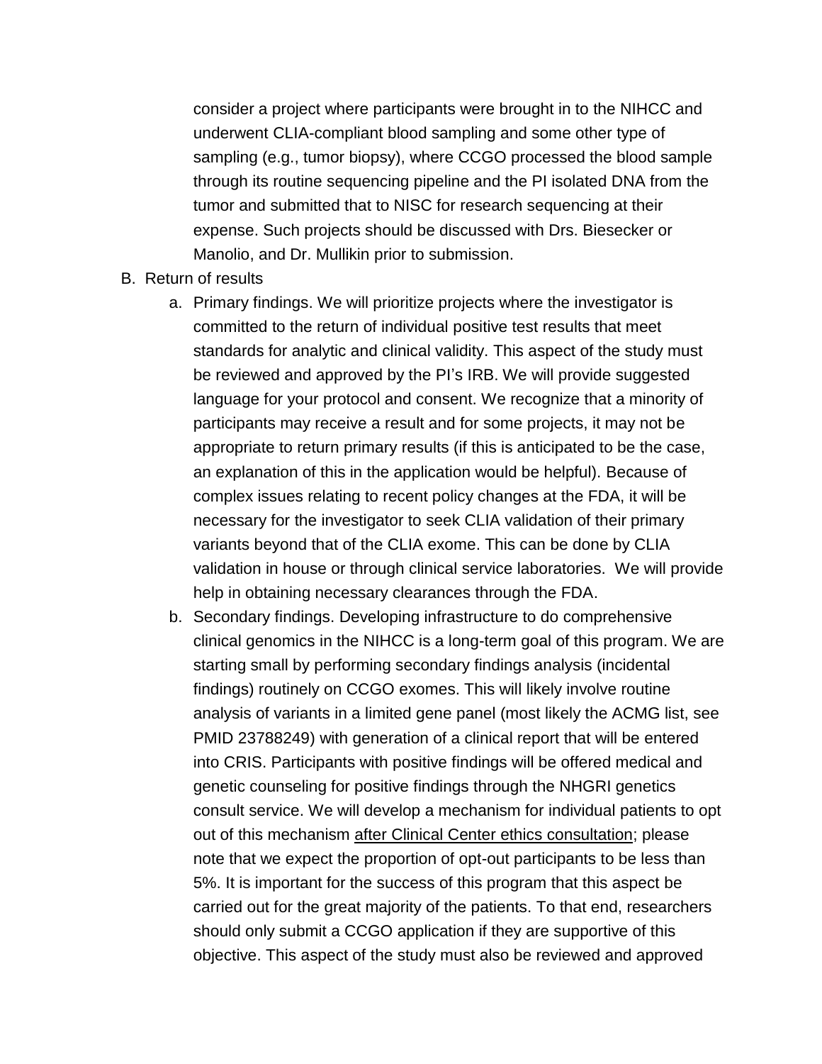consider a project where participants were brought in to the NIHCC and underwent CLIA-compliant blood sampling and some other type of sampling (e.g., tumor biopsy), where CCGO processed the blood sample through its routine sequencing pipeline and the PI isolated DNA from the tumor and submitted that to NISC for research sequencing at their expense. Such projects should be discussed with Drs. Biesecker or Manolio, and Dr. Mullikin prior to submission.

B. Return of results

   a. Primary findings. We will prioritize projects where the investigator is committed to the return of individual positive test results that meet standards for analytic and clinical validity. This aspect of the study must be reviewed and approved by the PI's IRB. We will provide suggested language for your protocol and consent. We recognize that a minority of participants may receive a result and for some projects, it may not be appropriate to return primary results (if this is anticipated to be the case, an explanation of this in the application would be helpful). Because of complex issues relating to recent policy changes at the FDA, it will be necessary for the investigator to seek CLIA validation of their primary variants beyond that of the CLIA exome. This can be done by CLIA validation in house or through clinical service laboratories. We will provide help in obtaining necessary clearances through the FDA.

   b. Secondary findings. Developing infrastructure to do comprehensive clinical genomics in the NIHCC is a long-term goal of this program. We are starting small by performing secondary findings analysis (incidental findings) routinely on CCGO exomes. This will likely involve routine analysis of variants in a limited gene panel (most likely the ACMG list, see PMID 23788249) with generation of a clinical report that will be entered into CRIS. Participants with positive findings will be offered medical and genetic counseling for positive findings through the NHGRI genetics consult service. We will develop a mechanism for individual patients to opt out of this mechanism <u>after Clinical Center ethics consultation</u>; please note that we expect the proportion of opt-out participants to be less than 5%. It is important for the success of this program that this aspect be carried out for the great majority of the patients. To that end, researchers should only submit a CCGO application if they are supportive of this objective. This aspect of the study must also be reviewed and approved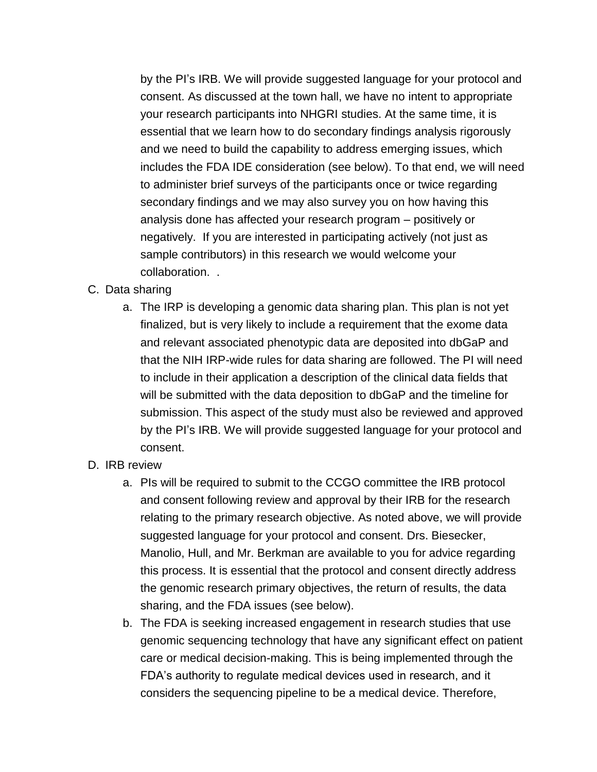by the PI's IRB. We will provide suggested language for your protocol and consent. As discussed at the town hall, we have no intent to appropriate your research participants into NHGRI studies. At the same time, it is essential that we learn how to do secondary findings analysis rigorously and we need to build the capability to address emerging issues, which includes the FDA IDE consideration (see below). To that end, we will need to administer brief surveys of the participants once or twice regarding secondary findings and we may also survey you on how having this analysis done has affected your research program – positively or negatively. If you are interested in participating actively (not just as sample contributors) in this research we would welcome your collaboration. .

C. Data sharing
   a. The IRP is developing a genomic data sharing plan. This plan is not yet finalized, but is very likely to include a requirement that the exome data and relevant associated phenotypic data are deposited into dbGaP and that the NIH IRP-wide rules for data sharing are followed. The PI will need to include in their application a description of the clinical data fields that will be submitted with the data deposition to dbGaP and the timeline for submission. This aspect of the study must also be reviewed and approved by the PI's IRB. We will provide suggested language for your protocol and consent.

D. IRB review
   a. PIs will be required to submit to the CCGO committee the IRB protocol and consent following review and approval by their IRB for the research relating to the primary research objective. As noted above, we will provide suggested language for your protocol and consent. Drs. Biesecker, Manolio, Hull, and Mr. Berkman are available to you for advice regarding this process. It is essential that the protocol and consent directly address the genomic research primary objectives, the return of results, the data sharing, and the FDA issues (see below).
   b. The FDA is seeking increased engagement in research studies that use genomic sequencing technology that have any significant effect on patient care or medical decision-making. This is being implemented through the FDA's authority to regulate medical devices used in research, and it considers the sequencing pipeline to be a medical device. Therefore,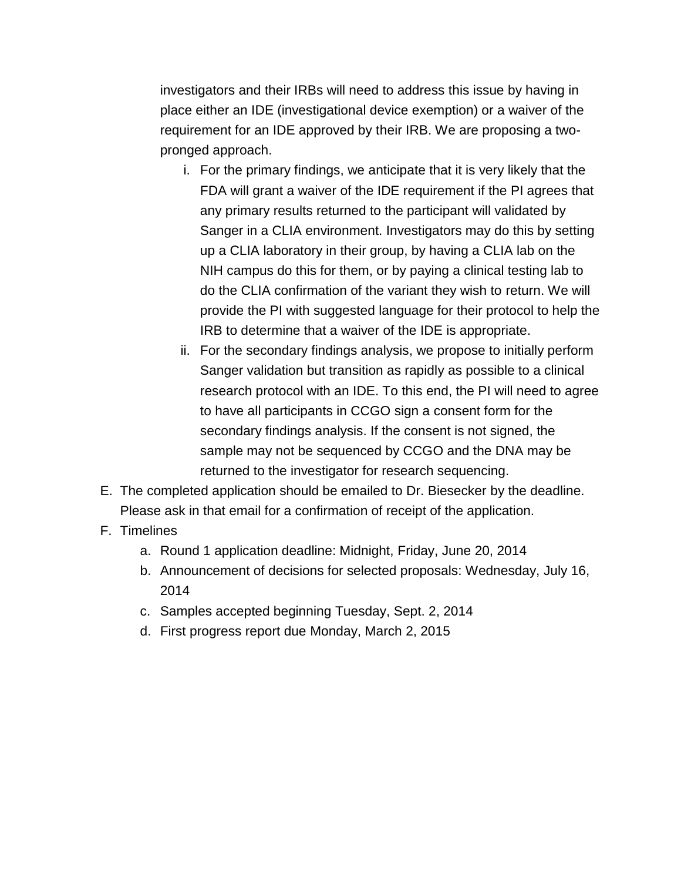investigators and their IRBs will need to address this issue by having in place either an IDE (investigational device exemption) or a waiver of the requirement for an IDE approved by their IRB. We are proposing a two-pronged approach.

   i. For the primary findings, we anticipate that it is very likely that the FDA will grant a waiver of the IDE requirement if the PI agrees that any primary results returned to the participant will validated by Sanger in a CLIA environment. Investigators may do this by setting up a CLIA laboratory in their group, by having a CLIA lab on the NIH campus do this for them, or by paying a clinical testing lab to do the CLIA confirmation of the variant they wish to return. We will provide the PI with suggested language for their protocol to help the IRB to determine that a waiver of the IDE is appropriate.
   ii. For the secondary findings analysis, we propose to initially perform Sanger validation but transition as rapidly as possible to a clinical research protocol with an IDE. To this end, the PI will need to agree to have all participants in CCGO sign a consent form for the secondary findings analysis. If the consent is not signed, the sample may not be sequenced by CCGO and the DNA may be returned to the investigator for research sequencing.

E. The completed application should be emailed to Dr. Biesecker by the deadline. Please ask in that email for a confirmation of receipt of the application.

F. Timelines
   a. Round 1 application deadline: Midnight, Friday, June 20, 2014
   b. Announcement of decisions for selected proposals: Wednesday, July 16, 2014
   c. Samples accepted beginning Tuesday, Sept. 2, 2014
   d. First progress report due Monday, March 2, 2015